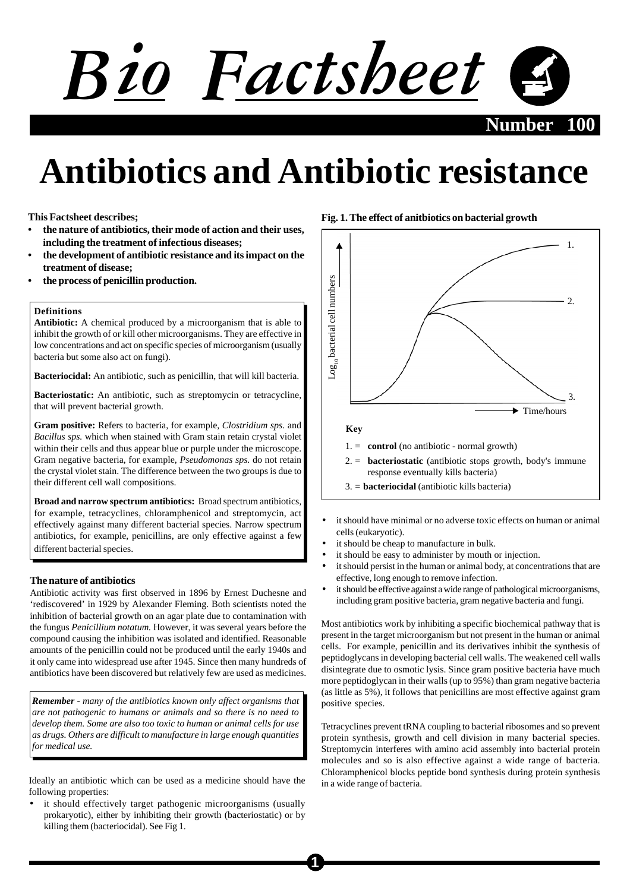# Bio Factsheet

**Number 100**

# Antibiotics and Antibiotic resistance

**This Factsheet describes;**

- **the nature of antibiotics, their mode of action and their uses, including the treatment of infectious diseases;**
- **the development of antibiotic resistance and its impact on the treatment of disease;**
- **the process of penicillin production.**

> **Definitions**
>
> **Antibiotic:** A chemical produced by a microorganism that is able to inhibit the growth of or kill other microorganisms. They are effective in low concentrations and act on specific species of microorganism (usually bacteria but some also act on fungi).
>
> **Bacteriocidal:** An antibiotic, such as penicillin, that will kill bacteria.
>
> **Bacteriostatic:** An antibiotic, such as streptomycin or tetracycline, that will prevent bacterial growth.
>
> **Gram positive:** Refers to bacteria, for example, *Clostridium sps*. and *Bacillus sps.* which when stained with Gram stain retain crystal violet within their cells and thus appear blue or purple under the microscope. Gram negative bacteria, for example, *Pseudomonas sps.* do not retain the crystal violet stain. The difference between the two groups is due to their different cell wall compositions.
>
> **Broad and narrow spectrum antibiotics:** Broad spectrum antibiotics, for example, tetracyclines, chloramphenicol and streptomycin, act effectively against many different bacterial species. Narrow spectrum antibiotics, for example, penicillins, are only effective against a few different bacterial species.

### The nature of antibiotics

Antibiotic activity was first observed in 1896 by Ernest Duchesne and 'rediscovered' in 1929 by Alexander Fleming. Both scientists noted the inhibition of bacterial growth on an agar plate due to contamination with the fungus *Penicillium notatum.* However, it was several years before the compound causing the inhibition was isolated and identified. Reasonable amounts of the penicillin could not be produced until the early 1940s and it only came into widespread use after 1945. Since then many hundreds of antibiotics have been discovered but relatively few are used as medicines.

> ***Remember*** *- many of the antibiotics known only affect organisms that are not pathogenic to humans or animals and so there is no need to develop them. Some are also too toxic to human or animal cells for use as drugs. Others are difficult to manufacture in large enough quantities for medical use.*

Ideally an antibiotic which can be used as a medicine should have the following properties:

- it should effectively target pathogenic microorganisms (usually prokaryotic), either by inhibiting their growth (bacteriostatic) or by killing them (bacteriocidal). See Fig 1.

**Fig. 1. The effect of anitbiotics on bacterial growth**

Log$_{10}$ bacterial cell numbers

Time/hours

**Key**

1. = **control** (no antibiotic - normal growth)
2. = **bacteriostatic** (antibiotic stops growth, body's immune response eventually kills bacteria)
3. = **bacteriocidal** (antibiotic kills bacteria)

- it should have minimal or no adverse toxic effects on human or animal cells (eukaryotic).
- it should be cheap to manufacture in bulk.
- it should be easy to administer by mouth or injection.
- it should persist in the human or animal body, at concentrations that are effective, long enough to remove infection.
- it should be effective against a wide range of pathological microorganisms, including gram positive bacteria, gram negative bacteria and fungi.

Most antibiotics work by inhibiting a specific biochemical pathway that is present in the target microorganism but not present in the human or animal cells. For example, penicillin and its derivatives inhibit the synthesis of peptidoglycans in developing bacterial cell walls. The weakened cell walls disintegrate due to osmotic lysis. Since gram positive bacteria have much more peptidoglycan in their walls (up to 95%) than gram negative bacteria (as little as 5%), it follows that penicillins are most effective against gram positive species.

Tetracyclines prevent tRNA coupling to bacterial ribosomes and so prevent protein synthesis, growth and cell division in many bacterial species. Streptomycin interferes with amino acid assembly into bacterial protein molecules and so is also effective against a wide range of bacteria. Chloramphenicol blocks peptide bond synthesis during protein synthesis in a wide range of bacteria.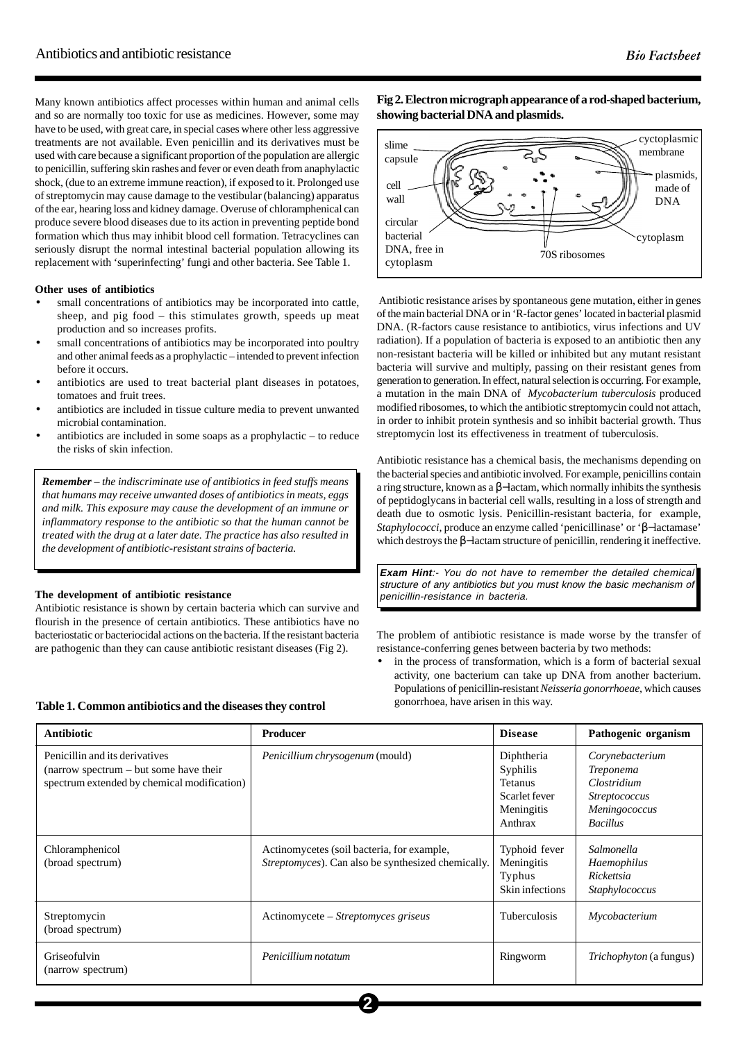Many known antibiotics affect processes within human and animal cells and so are normally too toxic for use as medicines. However, some may have to be used, with great care, in special cases where other less aggressive treatments are not available. Even penicillin and its derivatives must be used with care because a significant proportion of the population are allergic to penicillin, suffering skin rashes and fever or even death from anaphylactic shock, (due to an extreme immune reaction), if exposed to it. Prolonged use of streptomycin may cause damage to the vestibular (balancing) apparatus of the ear, hearing loss and kidney damage. Overuse of chloramphenicol can produce severe blood diseases due to its action in preventing peptide bond formation which thus may inhibit blood cell formation. Tetracyclines can seriously disrupt the normal intestinal bacterial population allowing its replacement with 'superinfecting' fungi and other bacteria. See Table 1.

**Other uses of antibiotics**

- small concentrations of antibiotics may be incorporated into cattle, sheep, and pig food – this stimulates growth, speeds up meat production and so increases profits.
- small concentrations of antibiotics may be incorporated into poultry and other animal feeds as a prophylactic – intended to prevent infection before it occurs.
- antibiotics are used to treat bacterial plant diseases in potatoes, tomatoes and fruit trees.
- antibiotics are included in tissue culture media to prevent unwanted microbial contamination.
- antibiotics are included in some soaps as a prophylactic – to reduce the risks of skin infection.

> ***Remember*** *– the indiscriminate use of antibiotics in feed stuffs means that humans may receive unwanted doses of antibiotics in meats, eggs and milk. This exposure may cause the development of an immune or inflammatory response to the antibiotic so that the human cannot be treated with the drug at a later date. The practice has also resulted in the development of antibiotic-resistant strains of bacteria.*

**The development of antibiotic resistance**

Antibiotic resistance is shown by certain bacteria which can survive and flourish in the presence of certain antibiotics. These antibiotics have no bacteriostatic or bacteriocidal actions on the bacteria. If the resistant bacteria are pathogenic than they can cause antibiotic resistant diseases (Fig 2).

**Fig 2. Electron micrograph appearance of a rod-shaped bacterium, showing bacterial DNA and plasmids.**

slime capsule; cell wall; circular bacterial DNA, free in cytoplasm; 70S ribosomes; cytoplasm; plasmids, made of DNA; cyctoplasmic membrane

Antibiotic resistance arises by spontaneous gene mutation, either in genes of the main bacterial DNA or in 'R-factor genes' located in bacterial plasmid DNA. (R-factors cause resistance to antibiotics, virus infections and UV radiation). If a population of bacteria is exposed to an antibiotic then any non-resistant bacteria will be killed or inhibited but any mutant resistant bacteria will survive and multiply, passing on their resistant genes from generation to generation. In effect, natural selection is occurring. For example, a mutation in the main DNA of *Mycobacterium tuberculosis* produced modified ribosomes, to which the antibiotic streptomycin could not attach, in order to inhibit protein synthesis and so inhibit bacterial growth. Thus streptomycin lost its effectiveness in treatment of tuberculosis.

Antibiotic resistance has a chemical basis, the mechanisms depending on the bacterial species and antibiotic involved. For example, penicillins contain a ring structure, known as a β–lactam, which normally inhibits the synthesis of peptidoglycans in bacterial cell walls, resulting in a loss of strength and death due to osmotic lysis. Penicillin-resistant bacteria, for example, *Staphylococci*, produce an enzyme called 'penicillinase' or 'β–lactamase' which destroys the β–lactam structure of penicillin, rendering it ineffective.

> ***Exam Hint***:- *You do not have to remember the detailed chemical structure of any antibiotics but you must know the basic mechanism of penicillin-resistance in bacteria.*

The problem of antibiotic resistance is made worse by the transfer of resistance-conferring genes between bacteria by two methods:

- in the process of transformation, which is a form of bacterial sexual activity, one bacterium can take up DNA from another bacterium. Populations of penicillin-resistant *Neisseria gonorrhoeae*, which causes gonorrhoea, have arisen in this way.

**Table 1. Common antibiotics and the diseases they control**

| Antibiotic | Producer | Disease | Pathogenic organism |
|---|---|---|---|
| Penicillin and its derivatives (narrow spectrum – but some have their spectrum extended by chemical modification) | *Penicillium chrysogenum* (mould) | Diphtheria<br>Syphilis<br>Tetanus<br>Scarlet fever<br>Meningitis<br>Anthrax | *Corynebacterium*<br>*Treponema*<br>*Clostridium*<br>*Streptococcus*<br>*Meningococcus*<br>*Bacillus* |
| Chloramphenicol (broad spectrum) | Actinomycetes (soil bacteria, for example, *Streptomyces*). Can also be synthesized chemically. | Typhoid fever<br>Meningitis<br>Typhus<br>Skin infections | *Salmonella*<br>*Haemophilus*<br>*Rickettsia*<br>*Staphylococcus* |
| Streptomycin (broad spectrum) | Actinomycete – *Streptomyces griseus* | Tuberculosis | *Mycobacterium* |
| Griseofulvin (narrow spectrum) | *Penicillium notatum* | Ringworm | *Trichophyton* (a fungus) |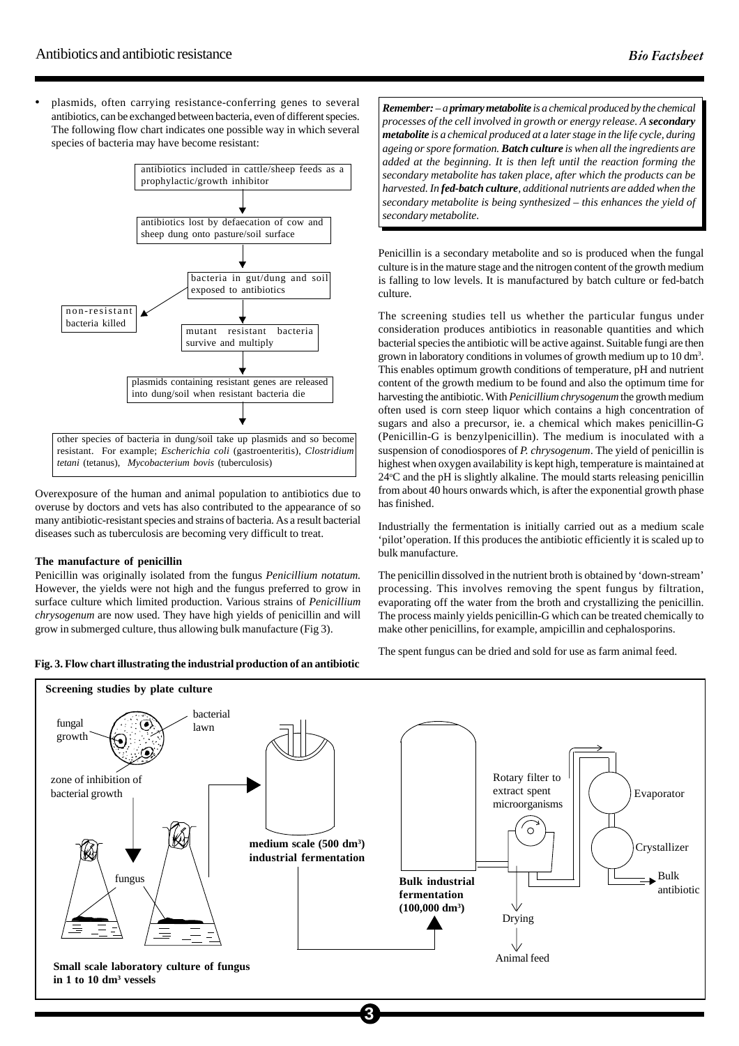- plasmids, often carrying resistance-conferring genes to several antibiotics, can be exchanged between bacteria, even of different species. The following flow chart indicates one possible way in which several species of bacteria may have become resistant:

antibiotics included in cattle/sheep feeds as a prophylactic/growth inhibitor
↓
antibiotics lost by defaecation of cow and sheep dung onto pasture/soil surface
↓
bacteria in gut/dung and soil exposed to antibiotics → non-resistant bacteria killed
↓
mutant resistant bacteria survive and multiply
↓
plasmids containing resistant genes are released into dung/soil when resistant bacteria die
↓
other species of bacteria in dung/soil take up plasmids and so become resistant. For example; *Escherichia coli* (gastroenteritis), *Clostridium tetani* (tetanus), *Mycobacterium bovis* (tuberculosis)

Overexposure of the human and animal population to antibiotics due to overuse by doctors and vets has also contributed to the appearance of so many antibiotic-resistant species and strains of bacteria. As a result bacterial diseases such as tuberculosis are becoming very difficult to treat.

**The manufacture of penicillin**

Penicillin was originally isolated from the fungus *Penicillium notatum.* However, the yields were not high and the fungus preferred to grow in surface culture which limited production. Various strains of *Penicillium chrysogenum* are now used. They have high yields of penicillin and will grow in submerged culture, thus allowing bulk manufacture (Fig 3).

***Remember:*** *– a **primary metabolite** is a chemical produced by the chemical processes of the cell involved in growth or energy release. A **secondary metabolite** is a chemical produced at a later stage in the life cycle, during ageing or spore formation. **Batch culture** is when all the ingredients are added at the beginning. It is then left until the reaction forming the secondary metabolite has taken place, after which the products can be harvested. In **fed-batch culture**, additional nutrients are added when the secondary metabolite is being synthesized – this enhances the yield of secondary metabolite.*

Penicillin is a secondary metabolite and so is produced when the fungal culture is in the mature stage and the nitrogen content of the growth medium is falling to low levels. It is manufactured by batch culture or fed-batch culture.

The screening studies tell us whether the particular fungus under consideration produces antibiotics in reasonable quantities and which bacterial species the antibiotic will be active against. Suitable fungi are then grown in laboratory conditions in volumes of growth medium up to 10 $dm^3$. This enables optimum growth conditions of temperature, pH and nutrient content of the growth medium to be found and also the optimum time for harvesting the antibiotic. With *Penicillium chrysogenum* the growth medium often used is corn steep liquor which contains a high concentration of sugars and also a precursor, ie. a chemical which makes penicillin-G (Penicillin-G is benzylpenicillin). The medium is inoculated with a suspension of conodiospores of *P. chrysogenum*. The yield of penicillin is highest when oxygen availability is kept high, temperature is maintained at 24°C and the pH is slightly alkaline. The mould starts releasing penicillin from about 40 hours onwards which, is after the exponential growth phase has finished.

Industrially the fermentation is initially carried out as a medium scale 'pilot' operation. If this produces the antibiotic efficiently it is scaled up to bulk manufacture.

The penicillin dissolved in the nutrient broth is obtained by 'down-stream' processing. This involves removing the spent fungus by filtration, evaporating off the water from the broth and crystallizing the penicillin. The process mainly yields penicillin-G which can be treated chemically to make other penicillins, for example, ampicillin and cephalosporins.

The spent fungus can be dried and sold for use as farm animal feed.

**Fig. 3. Flow chart illustrating the industrial production of an antibiotic**

**Screening studies by plate culture** (fungal growth; bacterial lawn; zone of inhibition of bacterial growth) → **Small scale laboratory culture of fungus in 1 to 10 dm³ vessels** (fungus) → **medium scale (500 dm³) industrial fermentation** → **Bulk industrial fermentation (100,000 dm³)** → Rotary filter to extract spent microorganisms → Evaporator → Crystallizer → Bulk antibiotic; Rotary filter → Drying → Animal feed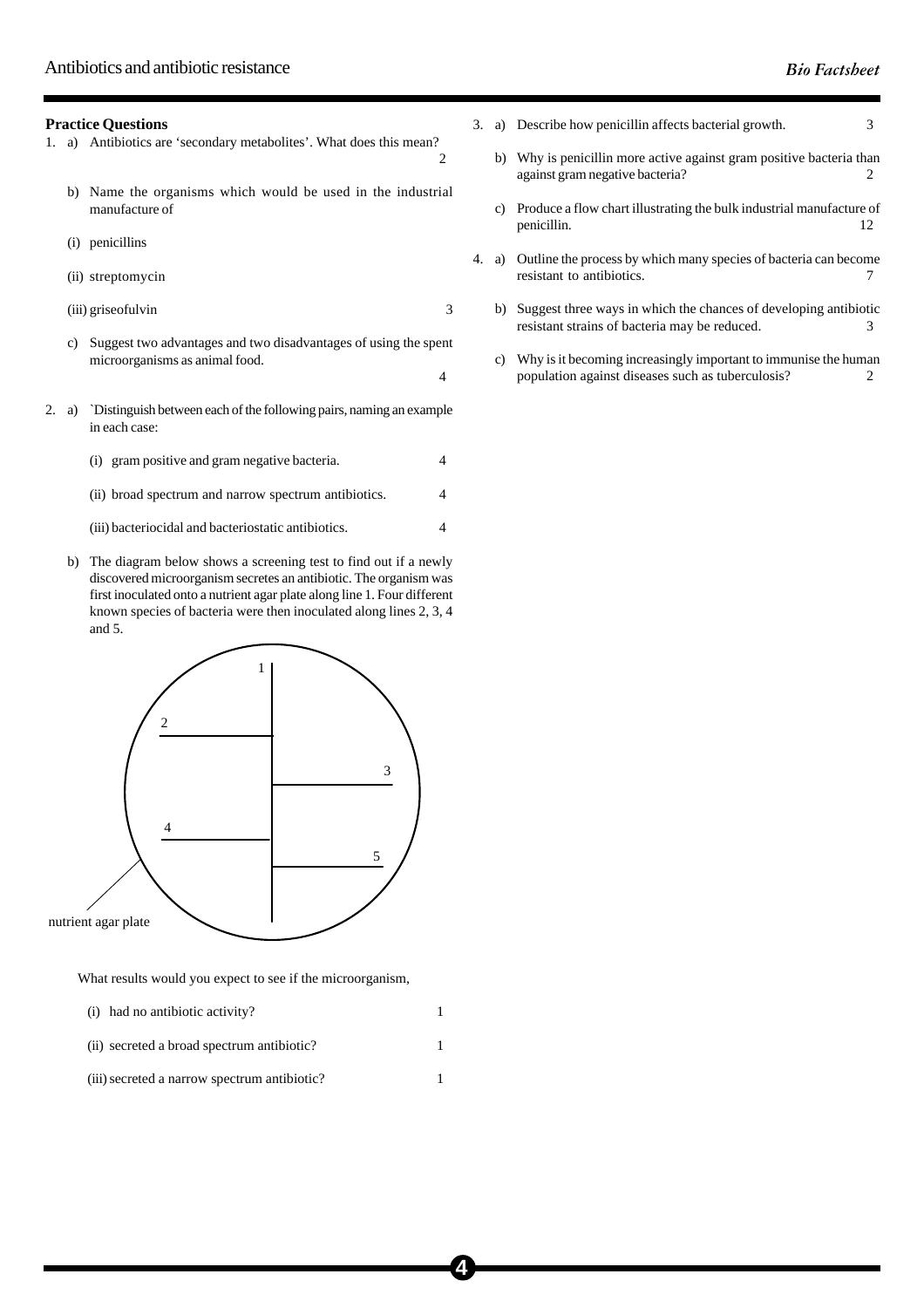## Practice Questions

1. a) Antibiotics are 'secondary metabolites'. What does this mean? 2

   b) Name the organisms which would be used in the industrial manufacture of

   (i) penicillins

   (ii) streptomycin

   (iii) griseofulvin 3

   c) Suggest two advantages and two disadvantages of using the spent microorganisms as animal food. 4

2. a) `Distinguish between each of the following pairs, naming an example in each case:

   (i) gram positive and gram negative bacteria. 4

   (ii) broad spectrum and narrow spectrum antibiotics. 4

   (iii) bacteriocidal and bacteriostatic antibiotics. 4

   b) The diagram below shows a screening test to find out if a newly discovered microorganism secretes an antibiotic. The organism was first inoculated onto a nutrient agar plate along line 1. Four different known species of bacteria were then inoculated along lines 2, 3, 4 and 5.

   nutrient agar plate

   What results would you expect to see if the microorganism,

   (i) had no antibiotic activity? 1

   (ii) secreted a broad spectrum antibiotic? 1

   (iii) secreted a narrow spectrum antibiotic? 1

3. a) Describe how penicillin affects bacterial growth. 3

   b) Why is penicillin more active against gram positive bacteria than against gram negative bacteria? 2

   c) Produce a flow chart illustrating the bulk industrial manufacture of penicillin. 12

4. a) Outline the process by which many species of bacteria can become resistant to antibiotics. 7

   b) Suggest three ways in which the chances of developing antibiotic resistant strains of bacteria may be reduced. 3

   c) Why is it becoming increasingly important to immunise the human population against diseases such as tuberculosis? 2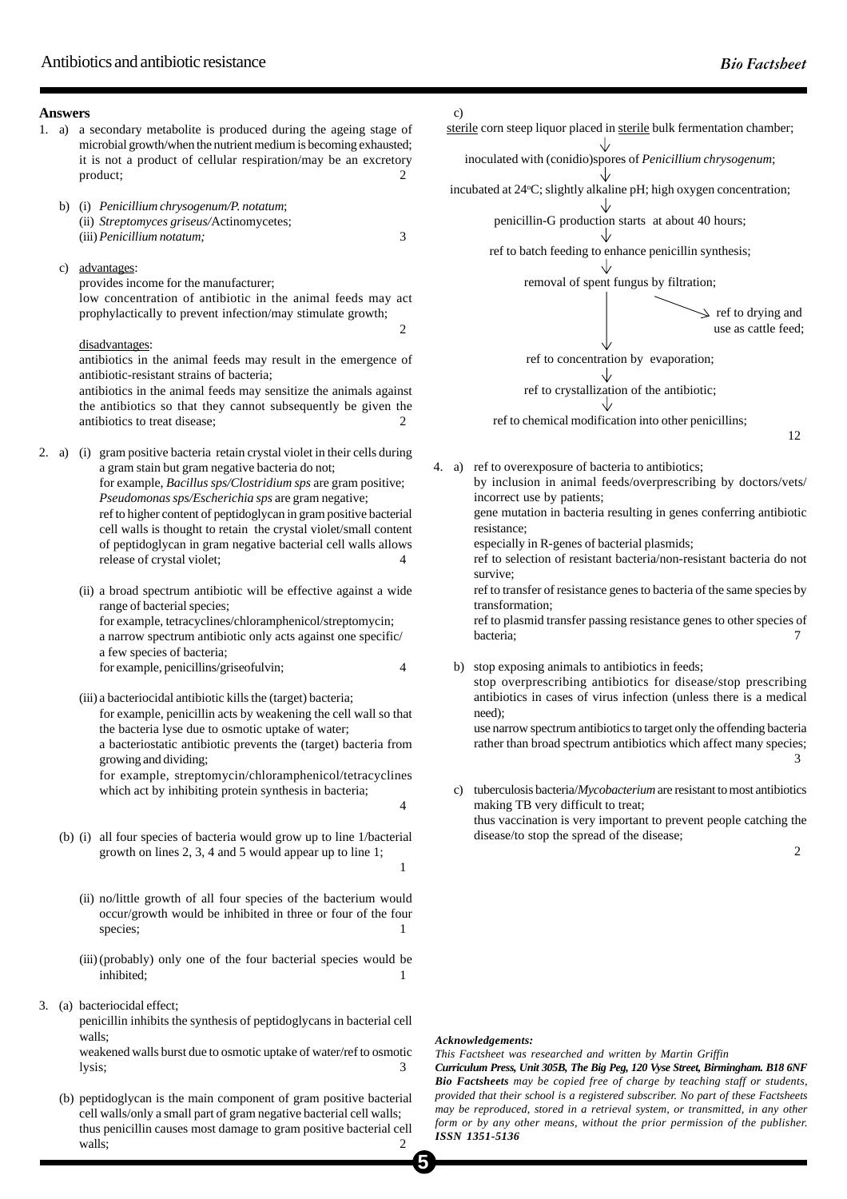## Answers

1. a) a secondary metabolite is produced during the ageing stage of microbial growth/when the nutrient medium is becoming exhausted; it is not a product of cellular respiration/may be an excretory product; 2

   b) (i) *Penicillium chrysogenum/P. notatum*;
   (ii) *Streptomyces griseus*/Actinomycetes;
   (iii) *Penicillium notatum;* 3

   c) advantages:
   provides income for the manufacturer;
   low concentration of antibiotic in the animal feeds may act prophylactically to prevent infection/may stimulate growth; 2

   disadvantages:
   antibiotics in the animal feeds may result in the emergence of antibiotic-resistant strains of bacteria;
   antibiotics in the animal feeds may sensitize the animals against the antibiotics so that they cannot subsequently be given the antibiotics to treat disease; 2

2. a) (i) gram positive bacteria retain crystal violet in their cells during a gram stain but gram negative bacteria do not;
   for example, *Bacillus sps/Clostridium sps* are gram positive; *Pseudomonas sps/Escherichia sps* are gram negative;
   ref to higher content of peptidoglycan in gram positive bacterial cell walls is thought to retain the crystal violet/small content of peptidoglycan in gram negative bacterial cell walls allows release of crystal violet; 4

   (ii) a broad spectrum antibiotic will be effective against a wide range of bacterial species;
   for example, tetracyclines/chloramphenicol/streptomycin;
   a narrow spectrum antibiotic only acts against one specific/ a few species of bacteria;
   for example, penicillins/griseofulvin; 4

   (iii) a bacteriocidal antibiotic kills the (target) bacteria;
   for example, penicillin acts by weakening the cell wall so that the bacteria lyse due to osmotic uptake of water;
   a bacteriostatic antibiotic prevents the (target) bacteria from growing and dividing;
   for example, streptomycin/chloramphenicol/tetracyclines which act by inhibiting protein synthesis in bacteria; 4

   (b) (i) all four species of bacteria would grow up to line 1/bacterial growth on lines 2, 3, 4 and 5 would appear up to line 1; 1

   (ii) no/little growth of all four species of the bacterium would occur/growth would be inhibited in three or four of the four species; 1

   (iii) (probably) only one of the four bacterial species would be inhibited; 1

3. (a) bacteriocidal effect;
   penicillin inhibits the synthesis of peptidoglycans in bacterial cell walls;
   weakened walls burst due to osmotic uptake of water/ref to osmotic lysis; 3

   (b) peptidoglycan is the main component of gram positive bacterial cell walls/only a small part of gram negative bacterial cell walls; thus penicillin causes most damage to gram positive bacterial cell walls; 2

   c)
   sterile corn steep liquor placed in sterile bulk fermentation chamber;
   ↓
   inoculated with (conidio)spores of *Penicillium chrysogenum*;
   ↓
   incubated at 24°C; slightly alkaline pH; high oxygen concentration;
   ↓
   penicillin-G production starts at about 40 hours;
   ↓
   ref to batch feeding to enhance penicillin synthesis;
   ↓
   removal of spent fungus by filtration; → ref to drying and use as cattle feed;
   ↓
   ref to concentration by evaporation;
   ↓
   ref to crystallization of the antibiotic;
   ↓
   ref to chemical modification into other penicillins;
   12

4. a) ref to overexposure of bacteria to antibiotics;
   by inclusion in animal feeds/overprescribing by doctors/vets/ incorrect use by patients;
   gene mutation in bacteria resulting in genes conferring antibiotic resistance;
   especially in R-genes of bacterial plasmids;
   ref to selection of resistant bacteria/non-resistant bacteria do not survive;
   ref to transfer of resistance genes to bacteria of the same species by transformation;
   ref to plasmid transfer passing resistance genes to other species of bacteria; 7

   b) stop exposing animals to antibiotics in feeds;
   stop overprescribing antibiotics for disease/stop prescribing antibiotics in cases of virus infection (unless there is a medical need);
   use narrow spectrum antibiotics to target only the offending bacteria rather than broad spectrum antibiotics which affect many species; 3

   c) tuberculosis bacteria/*Mycobacterium* are resistant to most antibiotics making TB very difficult to treat;
   thus vaccination is very important to prevent people catching the disease/to stop the spread of the disease; 2

***Acknowledgements:***
*This Factsheet was researched and written by Martin Griffin*
***Curriculum Press, Unit 305B, The Big Peg, 120 Vyse Street, Birmingham. B18 6NF***
***Bio Factsheets*** *may be copied free of charge by teaching staff or students, provided that their school is a registered subscriber. No part of these Factsheets may be reproduced, stored in a retrieval system, or transmitted, in any other form or by any other means, without the prior permission of the publisher.*
***ISSN 1351-5136***